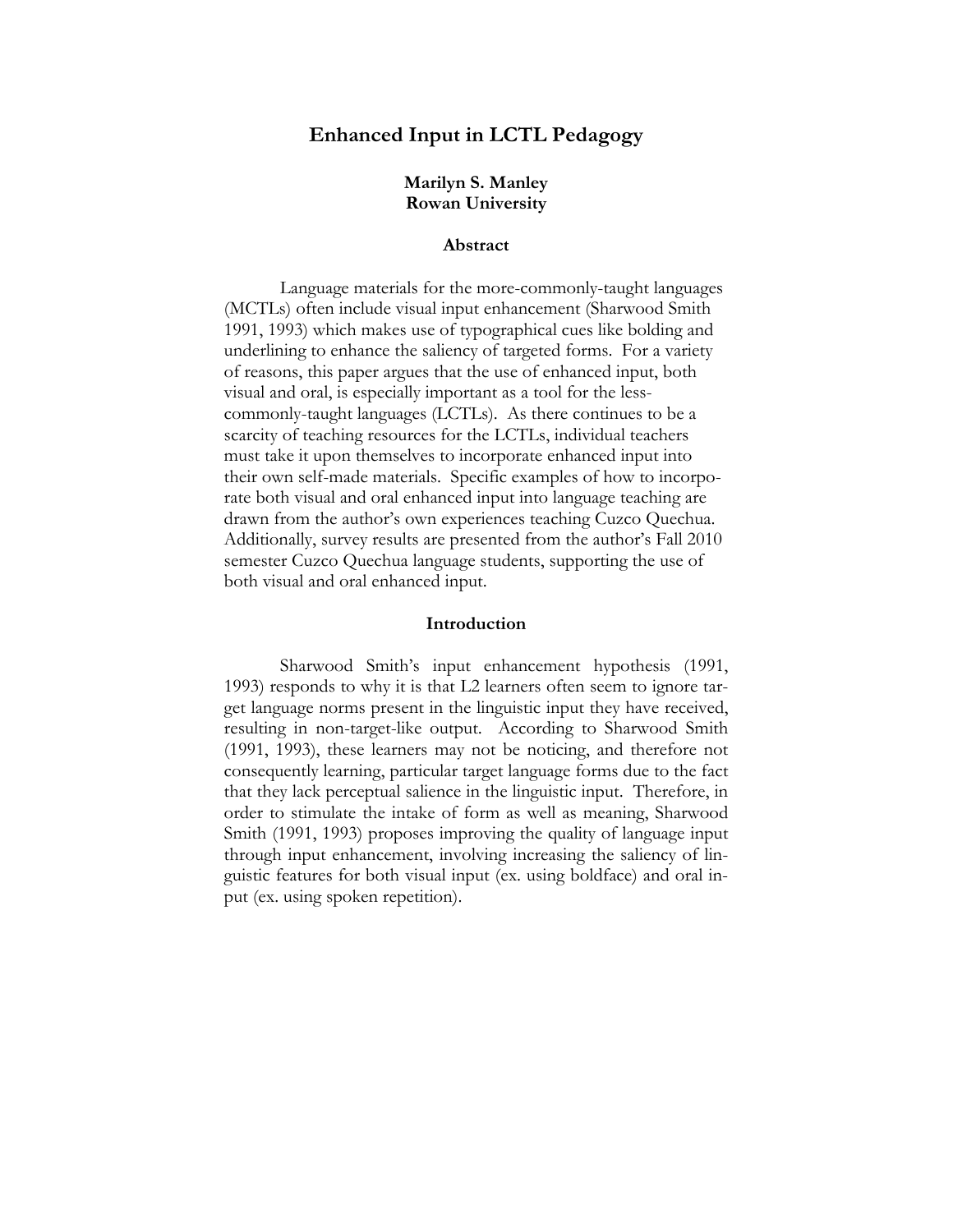# Enhanced Input in LCTL Pedagogy

**Marilyn S. Manley**
**Rowan University**

## Abstract

Language materials for the more-commonly-taught languages (MCTLs) often include visual input enhancement (Sharwood Smith 1991, 1993) which makes use of typographical cues like bolding and underlining to enhance the saliency of targeted forms. For a variety of reasons, this paper argues that the use of enhanced input, both visual and oral, is especially important as a tool for the less-commonly-taught languages (LCTLs). As there continues to be a scarcity of teaching resources for the LCTLs, individual teachers must take it upon themselves to incorporate enhanced input into their own self-made materials. Specific examples of how to incorporate both visual and oral enhanced input into language teaching are drawn from the author's own experiences teaching Cuzco Quechua. Additionally, survey results are presented from the author's Fall 2010 semester Cuzco Quechua language students, supporting the use of both visual and oral enhanced input.

## Introduction

Sharwood Smith's input enhancement hypothesis (1991, 1993) responds to why it is that L2 learners often seem to ignore target language norms present in the linguistic input they have received, resulting in non-target-like output. According to Sharwood Smith (1991, 1993), these learners may not be noticing, and therefore not consequently learning, particular target language forms due to the fact that they lack perceptual salience in the linguistic input. Therefore, in order to stimulate the intake of form as well as meaning, Sharwood Smith (1991, 1993) proposes improving the quality of language input through input enhancement, involving increasing the saliency of linguistic features for both visual input (ex. using boldface) and oral input (ex. using spoken repetition).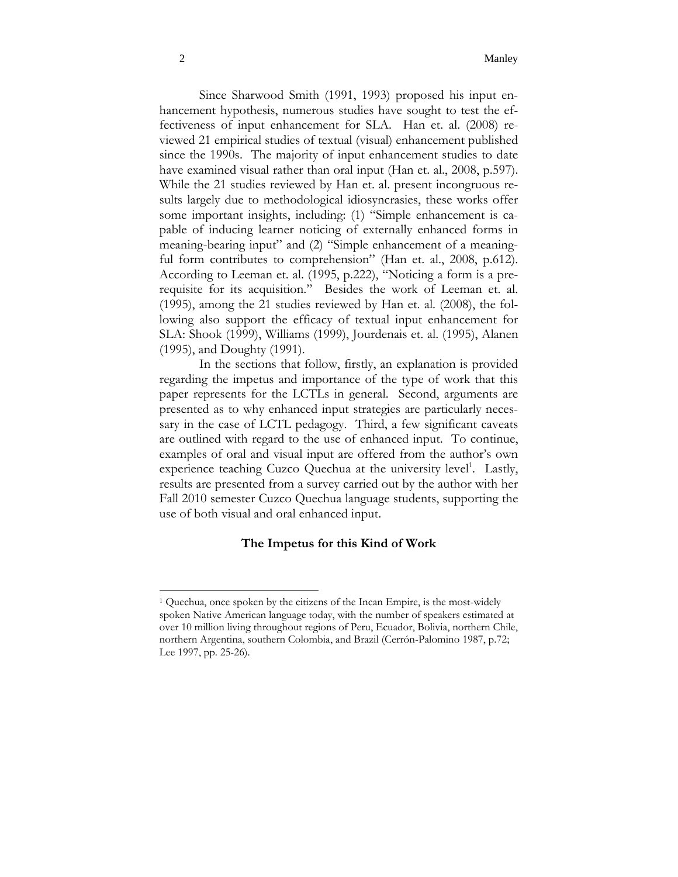Since Sharwood Smith (1991, 1993) proposed his input enhancement hypothesis, numerous studies have sought to test the effectiveness of input enhancement for SLA. Han et. al. (2008) reviewed 21 empirical studies of textual (visual) enhancement published since the 1990s. The majority of input enhancement studies to date have examined visual rather than oral input (Han et. al., 2008, p.597). While the 21 studies reviewed by Han et. al. present incongruous results largely due to methodological idiosyncrasies, these works offer some important insights, including: (1) "Simple enhancement is capable of inducing learner noticing of externally enhanced forms in meaning-bearing input" and (2) "Simple enhancement of a meaningful form contributes to comprehension" (Han et. al., 2008, p.612). According to Leeman et. al. (1995, p.222), "Noticing a form is a prerequisite for its acquisition." Besides the work of Leeman et. al. (1995), among the 21 studies reviewed by Han et. al. (2008), the following also support the efficacy of textual input enhancement for SLA: Shook (1999), Williams (1999), Jourdenais et. al. (1995), Alanen (1995), and Doughty (1991).

In the sections that follow, firstly, an explanation is provided regarding the impetus and importance of the type of work that this paper represents for the LCTLs in general. Second, arguments are presented as to why enhanced input strategies are particularly necessary in the case of LCTL pedagogy. Third, a few significant caveats are outlined with regard to the use of enhanced input. To continue, examples of oral and visual input are offered from the author's own experience teaching Cuzco Quechua at the university level[1]. Lastly, results are presented from a survey carried out by the author with her Fall 2010 semester Cuzco Quechua language students, supporting the use of both visual and oral enhanced input.

## The Impetus for this Kind of Work

[1] Quechua, once spoken by the citizens of the Incan Empire, is the most-widely spoken Native American language today, with the number of speakers estimated at over 10 million living throughout regions of Peru, Ecuador, Bolivia, northern Chile, northern Argentina, southern Colombia, and Brazil (Cerrón-Palomino 1987, p.72; Lee 1997, pp. 25-26).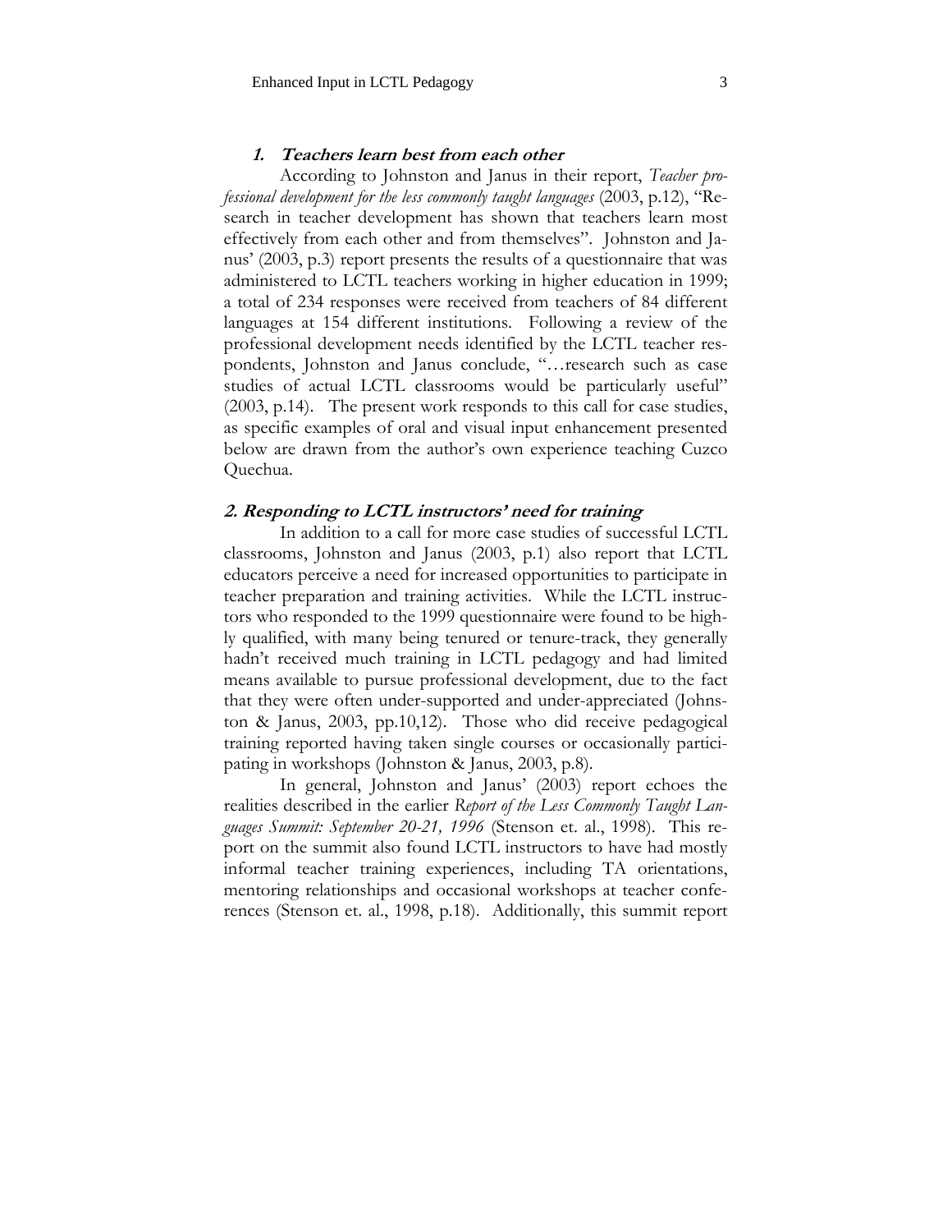### *1. Teachers learn best from each other*

According to Johnston and Janus in their report, *Teacher professional development for the less commonly taught languages* (2003, p.12), "Research in teacher development has shown that teachers learn most effectively from each other and from themselves". Johnston and Janus' (2003, p.3) report presents the results of a questionnaire that was administered to LCTL teachers working in higher education in 1999; a total of 234 responses were received from teachers of 84 different languages at 154 different institutions. Following a review of the professional development needs identified by the LCTL teacher respondents, Johnston and Janus conclude, "…research such as case studies of actual LCTL classrooms would be particularly useful" (2003, p.14). The present work responds to this call for case studies, as specific examples of oral and visual input enhancement presented below are drawn from the author's own experience teaching Cuzco Quechua.

### *2. Responding to LCTL instructors' need for training*

In addition to a call for more case studies of successful LCTL classrooms, Johnston and Janus (2003, p.1) also report that LCTL educators perceive a need for increased opportunities to participate in teacher preparation and training activities. While the LCTL instructors who responded to the 1999 questionnaire were found to be highly qualified, with many being tenured or tenure-track, they generally hadn't received much training in LCTL pedagogy and had limited means available to pursue professional development, due to the fact that they were often under-supported and under-appreciated (Johnston & Janus, 2003, pp.10,12). Those who did receive pedagogical training reported having taken single courses or occasionally participating in workshops (Johnston & Janus, 2003, p.8).

In general, Johnston and Janus' (2003) report echoes the realities described in the earlier *Report of the Less Commonly Taught Languages Summit: September 20-21, 1996* (Stenson et. al., 1998). This report on the summit also found LCTL instructors to have had mostly informal teacher training experiences, including TA orientations, mentoring relationships and occasional workshops at teacher conferences (Stenson et. al., 1998, p.18). Additionally, this summit report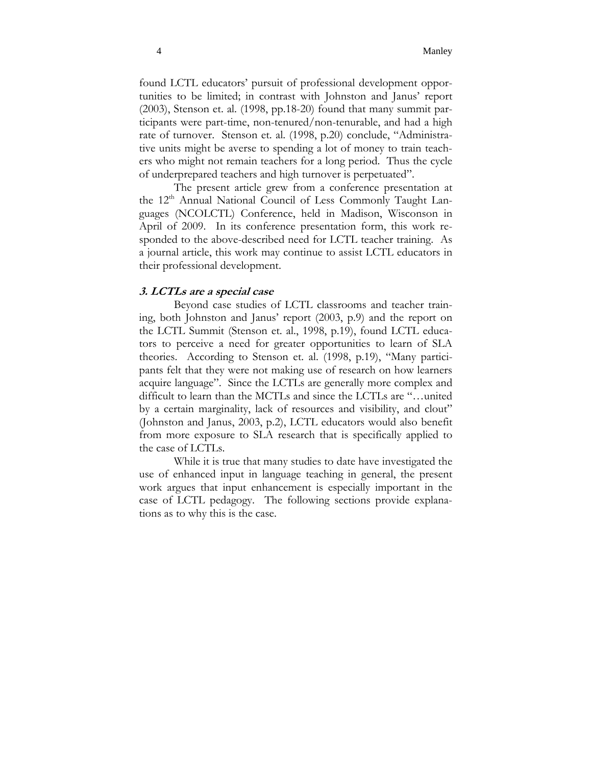found LCTL educators' pursuit of professional development opportunities to be limited; in contrast with Johnston and Janus' report (2003), Stenson et. al. (1998, pp.18-20) found that many summit participants were part-time, non-tenured/non-tenurable, and had a high rate of turnover. Stenson et. al. (1998, p.20) conclude, "Administrative units might be averse to spending a lot of money to train teachers who might not remain teachers for a long period. Thus the cycle of underprepared teachers and high turnover is perpetuated".

The present article grew from a conference presentation at the 12th Annual National Council of Less Commonly Taught Languages (NCOLCTL) Conference, held in Madison, Wisconson in April of 2009. In its conference presentation form, this work responded to the above-described need for LCTL teacher training. As a journal article, this work may continue to assist LCTL educators in their professional development.

### *3. LCTLs are a special case*

Beyond case studies of LCTL classrooms and teacher training, both Johnston and Janus' report (2003, p.9) and the report on the LCTL Summit (Stenson et. al., 1998, p.19), found LCTL educators to perceive a need for greater opportunities to learn of SLA theories. According to Stenson et. al. (1998, p.19), "Many participants felt that they were not making use of research on how learners acquire language". Since the LCTLs are generally more complex and difficult to learn than the MCTLs and since the LCTLs are "…united by a certain marginality, lack of resources and visibility, and clout" (Johnston and Janus, 2003, p.2), LCTL educators would also benefit from more exposure to SLA research that is specifically applied to the case of LCTLs.

While it is true that many studies to date have investigated the use of enhanced input in language teaching in general, the present work argues that input enhancement is especially important in the case of LCTL pedagogy. The following sections provide explanations as to why this is the case.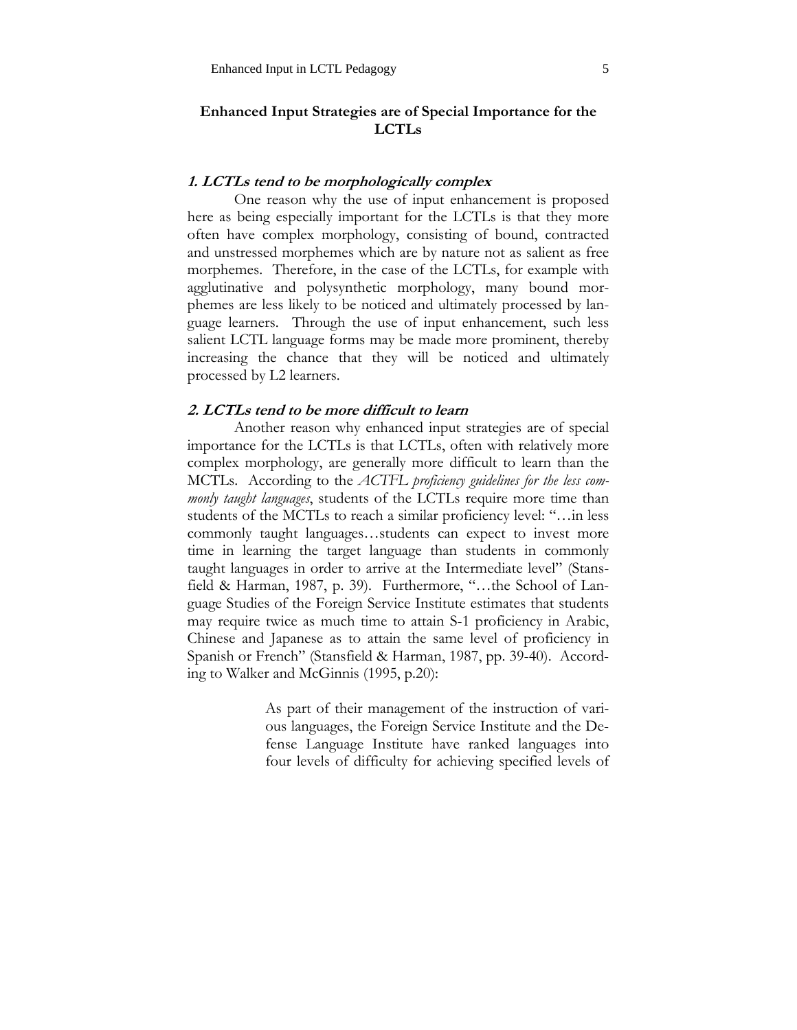## Enhanced Input Strategies are of Special Importance for the LCTLs

### *1. LCTLs tend to be morphologically complex*

One reason why the use of input enhancement is proposed here as being especially important for the LCTLs is that they more often have complex morphology, consisting of bound, contracted and unstressed morphemes which are by nature not as salient as free morphemes. Therefore, in the case of the LCTLs, for example with agglutinative and polysynthetic morphology, many bound morphemes are less likely to be noticed and ultimately processed by language learners. Through the use of input enhancement, such less salient LCTL language forms may be made more prominent, thereby increasing the chance that they will be noticed and ultimately processed by L2 learners.

### *2. LCTLs tend to be more difficult to learn*

Another reason why enhanced input strategies are of special importance for the LCTLs is that LCTLs, often with relatively more complex morphology, are generally more difficult to learn than the MCTLs. According to the *ACTFL proficiency guidelines for the less commonly taught languages*, students of the LCTLs require more time than students of the MCTLs to reach a similar proficiency level: "…in less commonly taught languages…students can expect to invest more time in learning the target language than students in commonly taught languages in order to arrive at the Intermediate level" (Stansfield & Harman, 1987, p. 39). Furthermore, "…the School of Language Studies of the Foreign Service Institute estimates that students may require twice as much time to attain S-1 proficiency in Arabic, Chinese and Japanese as to attain the same level of proficiency in Spanish or French" (Stansfield & Harman, 1987, pp. 39-40). According to Walker and McGinnis (1995, p.20):

> As part of their management of the instruction of various languages, the Foreign Service Institute and the Defense Language Institute have ranked languages into four levels of difficulty for achieving specified levels of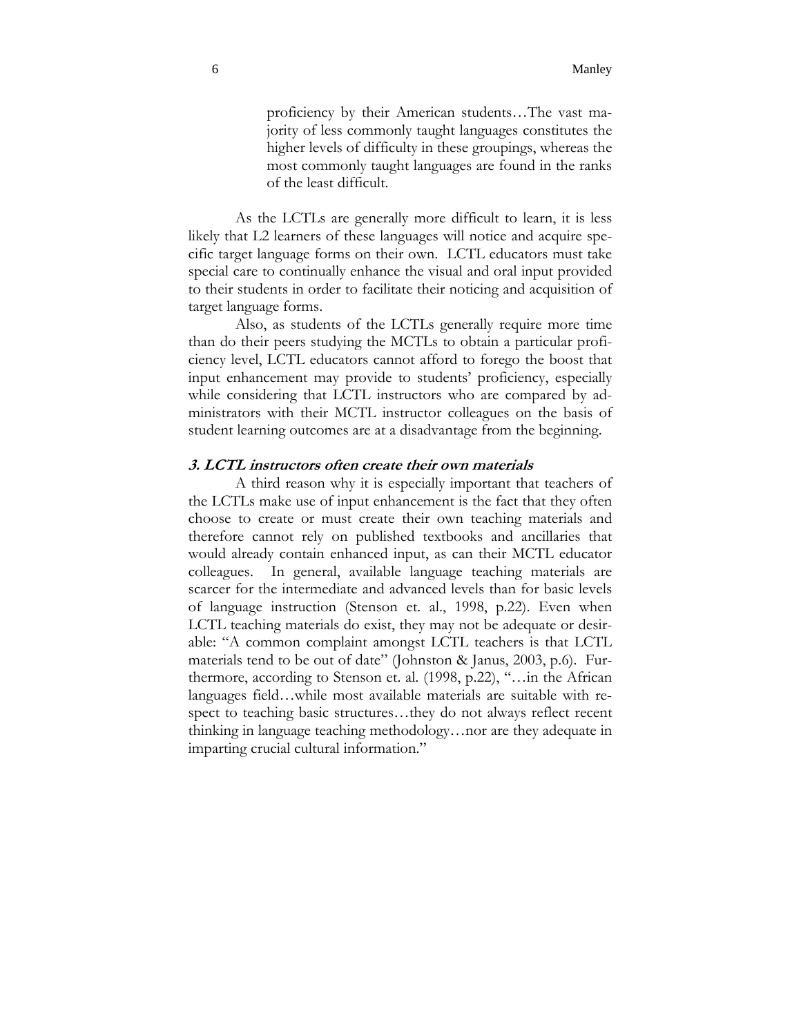> proficiency by their American students…The vast majority of less commonly taught languages constitutes the higher levels of difficulty in these groupings, whereas the most commonly taught languages are found in the ranks of the least difficult.

As the LCTLs are generally more difficult to learn, it is less likely that L2 learners of these languages will notice and acquire specific target language forms on their own. LCTL educators must take special care to continually enhance the visual and oral input provided to their students in order to facilitate their noticing and acquisition of target language forms.

Also, as students of the LCTLs generally require more time than do their peers studying the MCTLs to obtain a particular proficiency level, LCTL educators cannot afford to forego the boost that input enhancement may provide to students' proficiency, especially while considering that LCTL instructors who are compared by administrators with their MCTL instructor colleagues on the basis of student learning outcomes are at a disadvantage from the beginning.

### *3. LCTL instructors often create their own materials*

A third reason why it is especially important that teachers of the LCTLs make use of input enhancement is the fact that they often choose to create or must create their own teaching materials and therefore cannot rely on published textbooks and ancillaries that would already contain enhanced input, as can their MCTL educator colleagues. In general, available language teaching materials are scarcer for the intermediate and advanced levels than for basic levels of language instruction (Stenson et. al., 1998, p.22). Even when LCTL teaching materials do exist, they may not be adequate or desirable: "A common complaint amongst LCTL teachers is that LCTL materials tend to be out of date" (Johnston & Janus, 2003, p.6). Furthermore, according to Stenson et. al. (1998, p.22), "…in the African languages field…while most available materials are suitable with respect to teaching basic structures…they do not always reflect recent thinking in language teaching methodology…nor are they adequate in imparting crucial cultural information."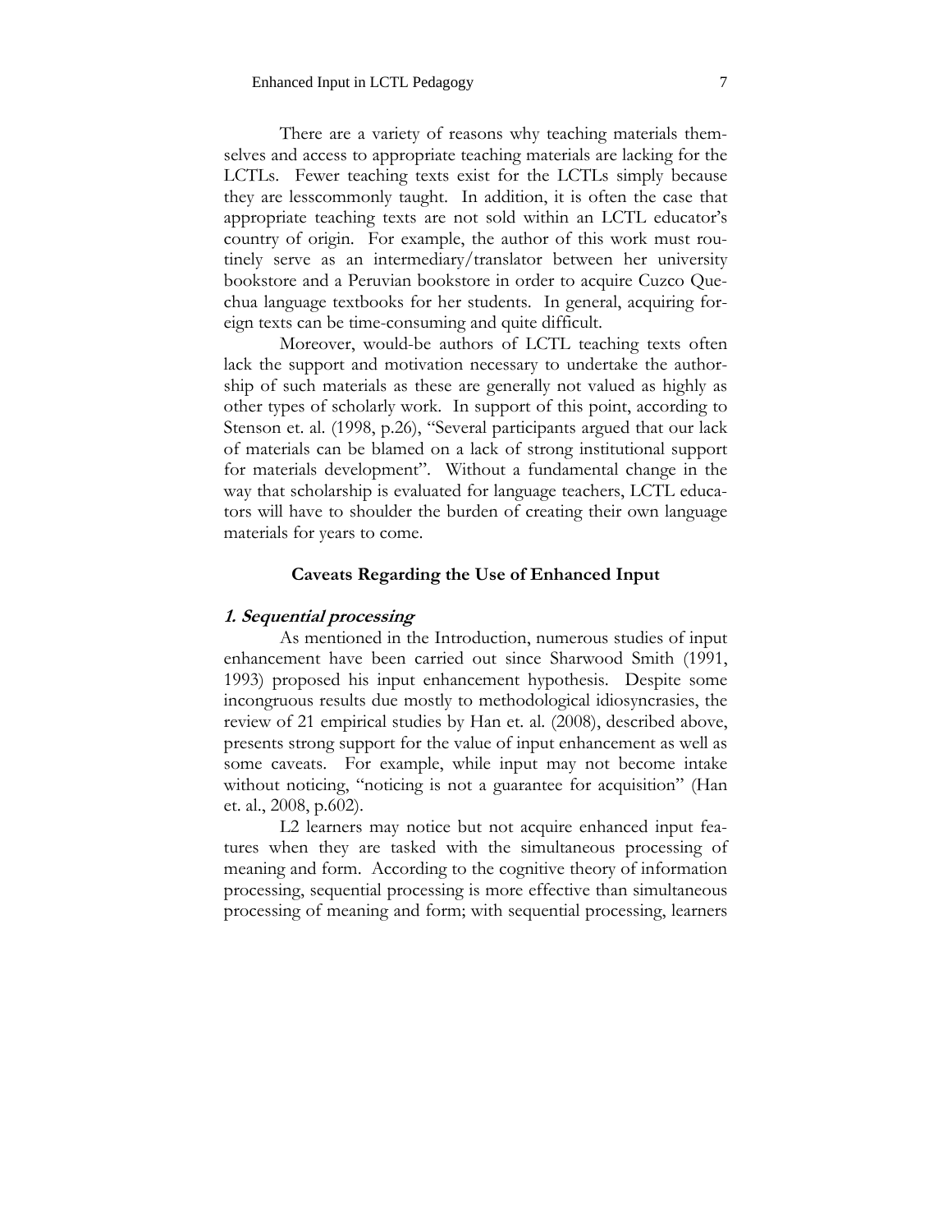There are a variety of reasons why teaching materials themselves and access to appropriate teaching materials are lacking for the LCTLs. Fewer teaching texts exist for the LCTLs simply because they are lesscommonly taught. In addition, it is often the case that appropriate teaching texts are not sold within an LCTL educator's country of origin. For example, the author of this work must routinely serve as an intermediary/translator between her university bookstore and a Peruvian bookstore in order to acquire Cuzco Quechua language textbooks for her students. In general, acquiring foreign texts can be time-consuming and quite difficult.

Moreover, would-be authors of LCTL teaching texts often lack the support and motivation necessary to undertake the authorship of such materials as these are generally not valued as highly as other types of scholarly work. In support of this point, according to Stenson et. al. (1998, p.26), "Several participants argued that our lack of materials can be blamed on a lack of strong institutional support for materials development". Without a fundamental change in the way that scholarship is evaluated for language teachers, LCTL educators will have to shoulder the burden of creating their own language materials for years to come.

## Caveats Regarding the Use of Enhanced Input

### *1. Sequential processing*

As mentioned in the Introduction, numerous studies of input enhancement have been carried out since Sharwood Smith (1991, 1993) proposed his input enhancement hypothesis. Despite some incongruous results due mostly to methodological idiosyncrasies, the review of 21 empirical studies by Han et. al. (2008), described above, presents strong support for the value of input enhancement as well as some caveats. For example, while input may not become intake without noticing, "noticing is not a guarantee for acquisition" (Han et. al., 2008, p.602).

L2 learners may notice but not acquire enhanced input features when they are tasked with the simultaneous processing of meaning and form. According to the cognitive theory of information processing, sequential processing is more effective than simultaneous processing of meaning and form; with sequential processing, learners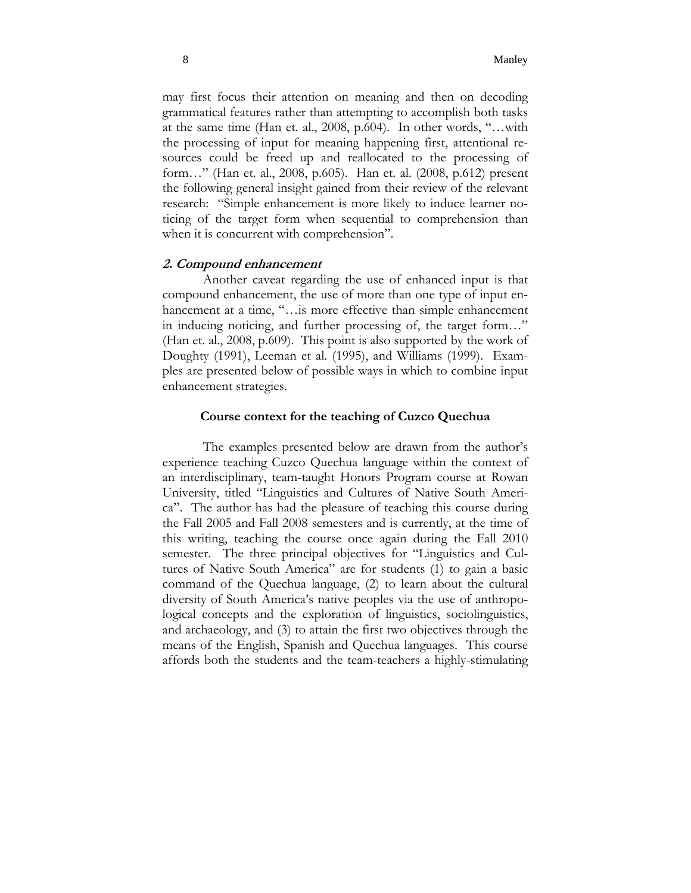may first focus their attention on meaning and then on decoding grammatical features rather than attempting to accomplish both tasks at the same time (Han et. al., 2008, p.604). In other words, "…with the processing of input for meaning happening first, attentional resources could be freed up and reallocated to the processing of form…" (Han et. al., 2008, p.605). Han et. al. (2008, p.612) present the following general insight gained from their review of the relevant research: "Simple enhancement is more likely to induce learner noticing of the target form when sequential to comprehension than when it is concurrent with comprehension".

### *2. Compound enhancement*

Another caveat regarding the use of enhanced input is that compound enhancement, the use of more than one type of input enhancement at a time, "…is more effective than simple enhancement in inducing noticing, and further processing of, the target form…" (Han et. al., 2008, p.609). This point is also supported by the work of Doughty (1991), Leeman et al. (1995), and Williams (1999). Examples are presented below of possible ways in which to combine input enhancement strategies.

## Course context for the teaching of Cuzco Quechua

The examples presented below are drawn from the author's experience teaching Cuzco Quechua language within the context of an interdisciplinary, team-taught Honors Program course at Rowan University, titled "Linguistics and Cultures of Native South America". The author has had the pleasure of teaching this course during the Fall 2005 and Fall 2008 semesters and is currently, at the time of this writing, teaching the course once again during the Fall 2010 semester. The three principal objectives for "Linguistics and Cultures of Native South America" are for students (1) to gain a basic command of the Quechua language, (2) to learn about the cultural diversity of South America's native peoples via the use of anthropological concepts and the exploration of linguistics, sociolinguistics, and archaeology, and (3) to attain the first two objectives through the means of the English, Spanish and Quechua languages. This course affords both the students and the team-teachers a highly-stimulating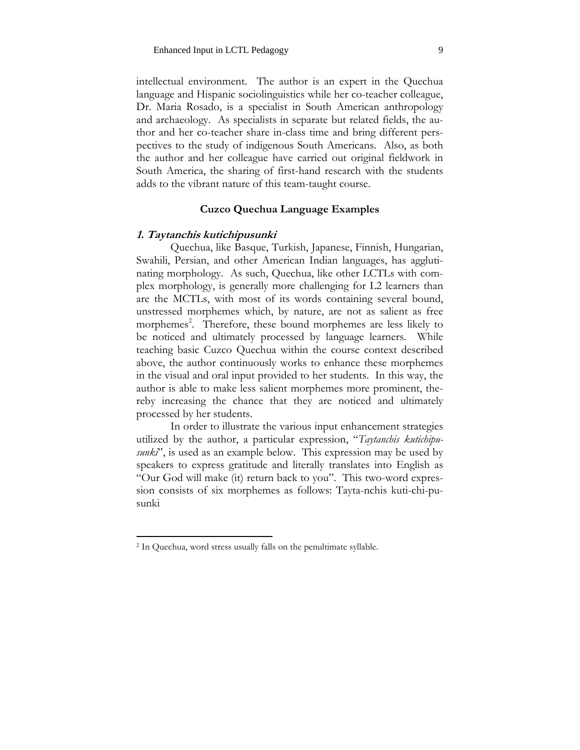intellectual environment. The author is an expert in the Quechua language and Hispanic sociolinguistics while her co-teacher colleague, Dr. Maria Rosado, is a specialist in South American anthropology and archaeology. As specialists in separate but related fields, the author and her co-teacher share in-class time and bring different perspectives to the study of indigenous South Americans. Also, as both the author and her colleague have carried out original fieldwork in South America, the sharing of first-hand research with the students adds to the vibrant nature of this team-taught course.

## Cuzco Quechua Language Examples

### *1. Taytanchis kutichipusunki*

Quechua, like Basque, Turkish, Japanese, Finnish, Hungarian, Swahili, Persian, and other American Indian languages, has agglutinating morphology. As such, Quechua, like other LCTLs with complex morphology, is generally more challenging for L2 learners than are the MCTLs, with most of its words containing several bound, unstressed morphemes which, by nature, are not as salient as free morphemes[2]. Therefore, these bound morphemes are less likely to be noticed and ultimately processed by language learners. While teaching basic Cuzco Quechua within the course context described above, the author continuously works to enhance these morphemes in the visual and oral input provided to her students. In this way, the author is able to make less salient morphemes more prominent, thereby increasing the chance that they are noticed and ultimately processed by her students.

In order to illustrate the various input enhancement strategies utilized by the author, a particular expression, "*Taytanchis kutichipusunki*", is used as an example below. This expression may be used by speakers to express gratitude and literally translates into English as "Our God will make (it) return back to you". This two-word expression consists of six morphemes as follows: Tayta-nchis kuti-chi-pu-sunki

---

[2] In Quechua, word stress usually falls on the penultimate syllable.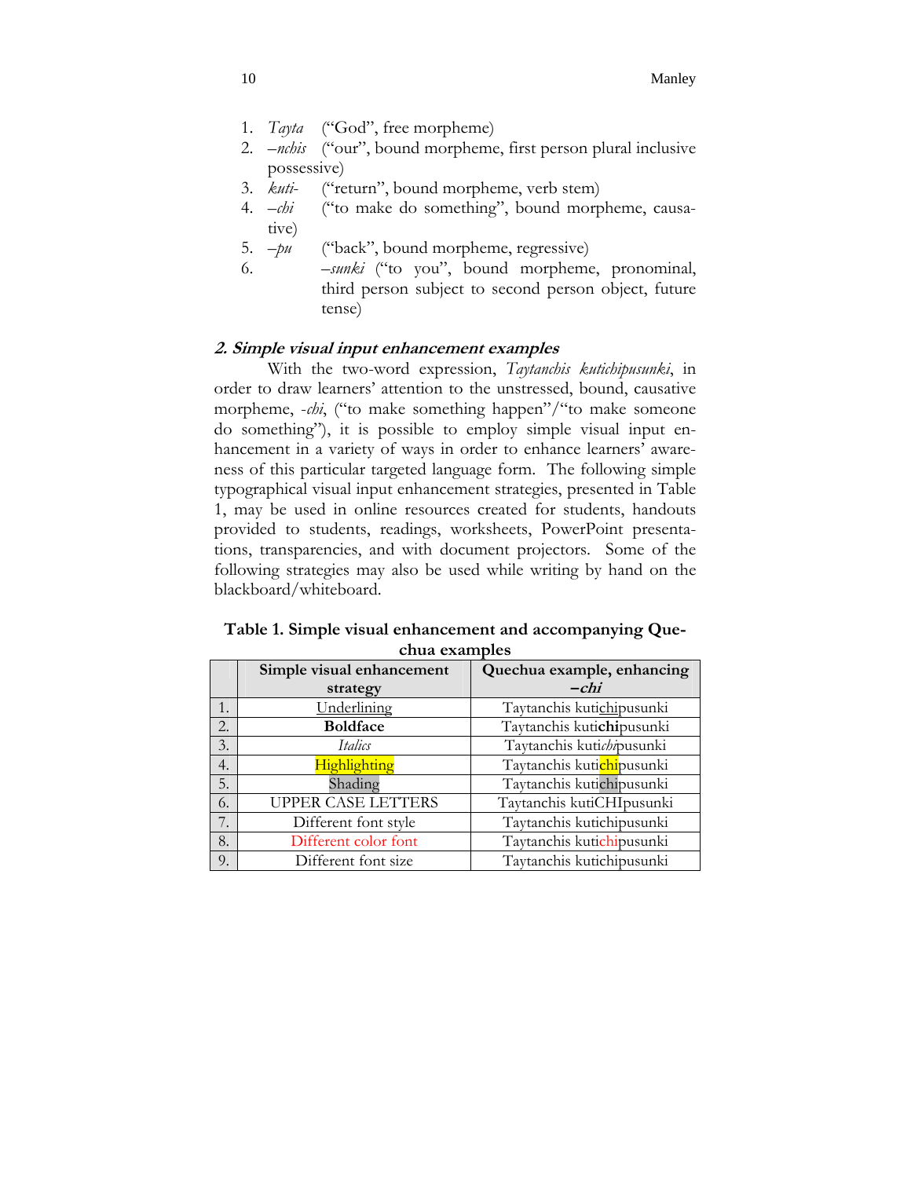1. *Tayta* ("God", free morpheme)
2. *–nchis* ("our", bound morpheme, first person plural inclusive possessive)
3. *kuti-* ("return", bound morpheme, verb stem)
4. *–chi* ("to make do something", bound morpheme, causative)
5. *–pu* ("back", bound morpheme, regressive)
6. *–sunki* ("to you", bound morpheme, pronominal, third person subject to second person object, future tense)

### *2. Simple visual input enhancement examples*

With the two-word expression, *Taytanchis kutichipusunki*, in order to draw learners' attention to the unstressed, bound, causative morpheme, *-chi*, ("to make something happen"/"to make someone do something"), it is possible to employ simple visual input enhancement in a variety of ways in order to enhance learners' awareness of this particular targeted language form. The following simple typographical visual input enhancement strategies, presented in Table 1, may be used in online resources created for students, handouts provided to students, readings, worksheets, PowerPoint presentations, transparencies, and with document projectors. Some of the following strategies may also be used while writing by hand on the blackboard/whiteboard.

**Table 1. Simple visual enhancement and accompanying Quechua examples**

| | Simple visual enhancement strategy | Quechua example, enhancing *–chi* |
|---|---|---|
| 1. | Underlining | Taytanchis kutichipusunki |
| 2. | **Boldface** | Taytanchis kuti**chi**pusunki |
| 3. | *Italics* | Taytanchis kuti*chi*pusunki |
| 4. | Highlighting | Taytanchis kutichipusunki |
| 5. | Shading | Taytanchis kutichipusunki |
| 6. | UPPER CASE LETTERS | Taytanchis kutiCHIpusunki |
| 7. | Different font style | Taytanchis kutichipusunki |
| 8. | Different color font | Taytanchis kutichipusunki |
| 9. | Different font size | Taytanchis kutichipusunki |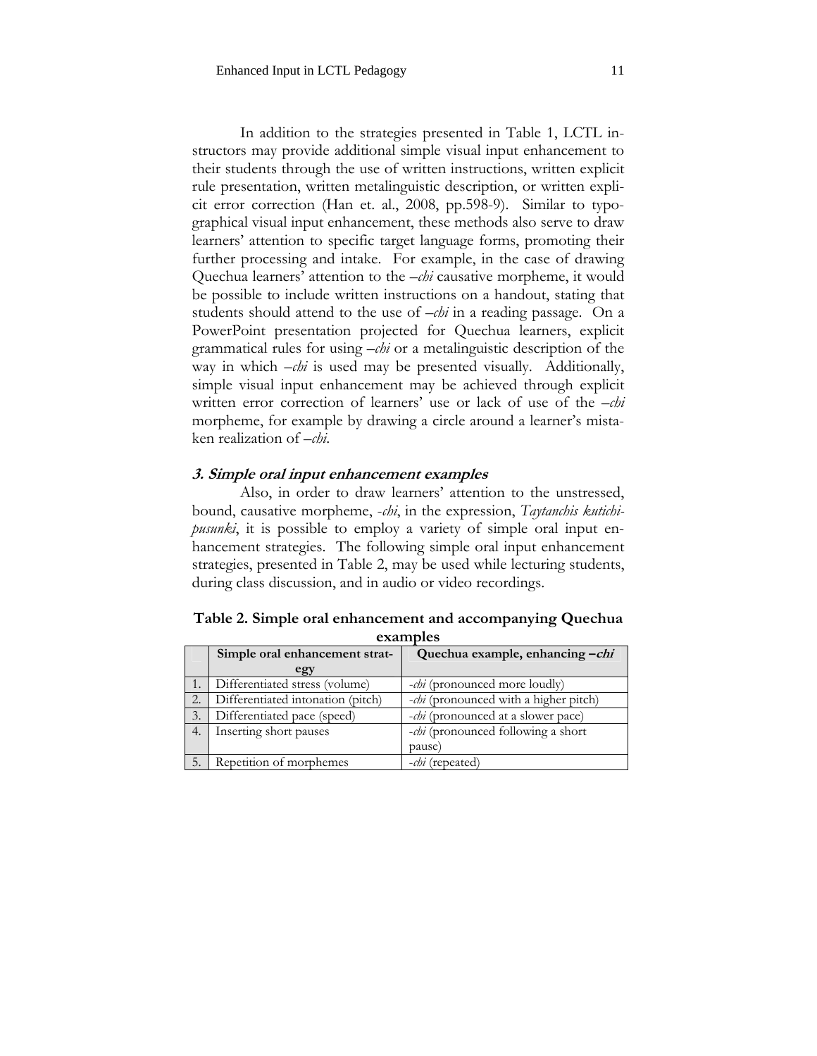In addition to the strategies presented in Table 1, LCTL instructors may provide additional simple visual input enhancement to their students through the use of written instructions, written explicit rule presentation, written metalinguistic description, or written explicit error correction (Han et. al., 2008, pp.598-9). Similar to typographical visual input enhancement, these methods also serve to draw learners' attention to specific target language forms, promoting their further processing and intake. For example, in the case of drawing Quechua learners' attention to the *–chi* causative morpheme, it would be possible to include written instructions on a handout, stating that students should attend to the use of *–chi* in a reading passage. On a PowerPoint presentation projected for Quechua learners, explicit grammatical rules for using *–chi* or a metalinguistic description of the way in which *–chi* is used may be presented visually. Additionally, simple visual input enhancement may be achieved through explicit written error correction of learners' use or lack of use of the *–chi* morpheme, for example by drawing a circle around a learner's mistaken realization of *–chi*.

### *3. Simple oral input enhancement examples*

Also, in order to draw learners' attention to the unstressed, bound, causative morpheme, *-chi*, in the expression, *Taytanchis kutichipusunki*, it is possible to employ a variety of simple oral input enhancement strategies. The following simple oral input enhancement strategies, presented in Table 2, may be used while lecturing students, during class discussion, and in audio or video recordings.

**Table 2. Simple oral enhancement and accompanying Quechua examples**

| | Simple oral enhancement strategy | Quechua example, enhancing *–chi* |
|---|---|---|
| 1. | Differentiated stress (volume) | *-chi* (pronounced more loudly) |
| 2. | Differentiated intonation (pitch) | *-chi* (pronounced with a higher pitch) |
| 3. | Differentiated pace (speed) | *-chi* (pronounced at a slower pace) |
| 4. | Inserting short pauses | *-chi* (pronounced following a short pause) |
| 5. | Repetition of morphemes | *-chi* (repeated) |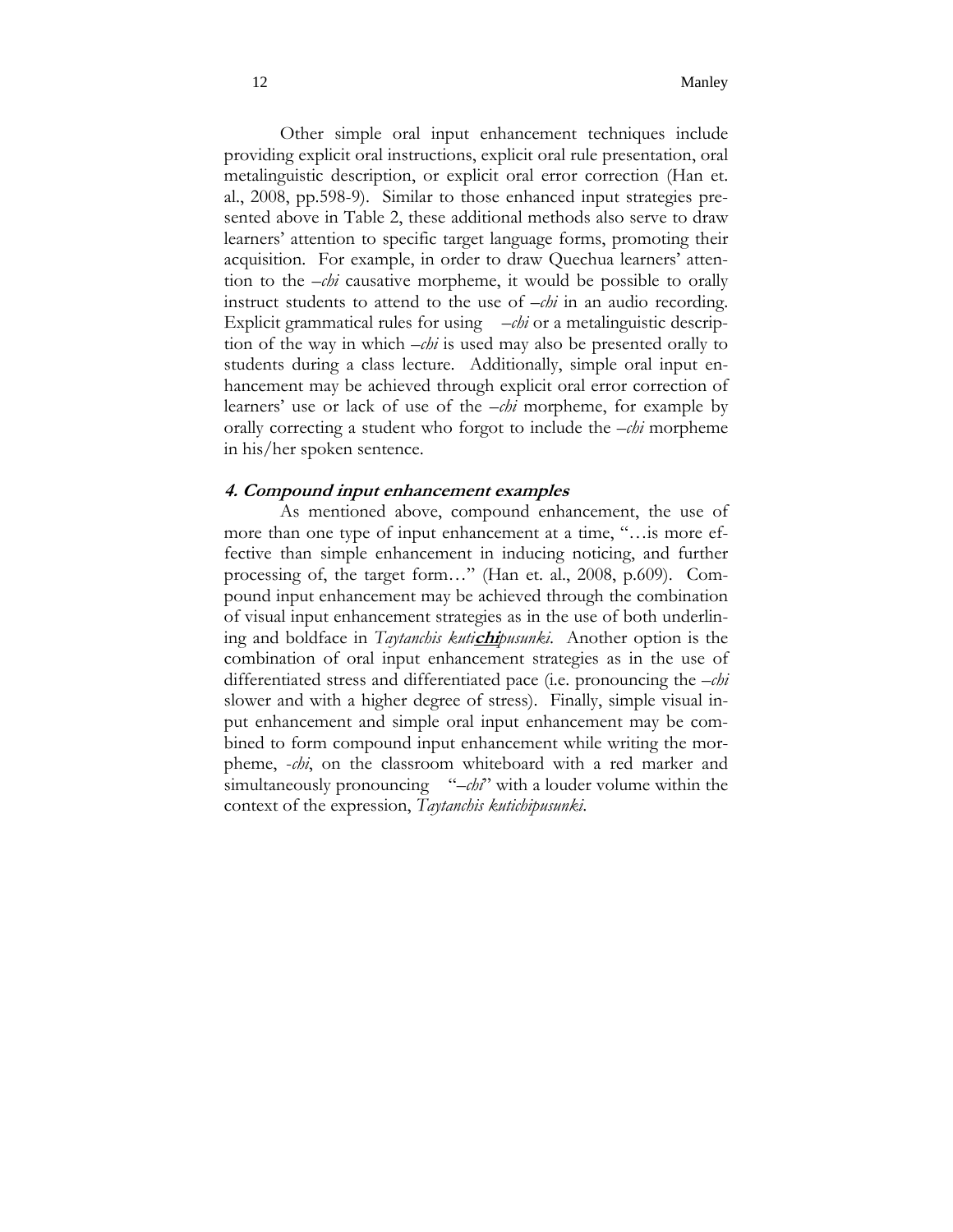Other simple oral input enhancement techniques include providing explicit oral instructions, explicit oral rule presentation, oral metalinguistic description, or explicit oral error correction (Han et. al., 2008, pp.598-9). Similar to those enhanced input strategies presented above in Table 2, these additional methods also serve to draw learners' attention to specific target language forms, promoting their acquisition. For example, in order to draw Quechua learners' attention to the *–chi* causative morpheme, it would be possible to orally instruct students to attend to the use of *–chi* in an audio recording. Explicit grammatical rules for using *–chi* or a metalinguistic description of the way in which *–chi* is used may also be presented orally to students during a class lecture. Additionally, simple oral input enhancement may be achieved through explicit oral error correction of learners' use or lack of use of the *–chi* morpheme, for example by orally correcting a student who forgot to include the *–chi* morpheme in his/her spoken sentence.

### *4. Compound input enhancement examples*

As mentioned above, compound enhancement, the use of more than one type of input enhancement at a time, "…is more effective than simple enhancement in inducing noticing, and further processing of, the target form…" (Han et. al., 2008, p.609). Compound input enhancement may be achieved through the combination of visual input enhancement strategies as in the use of both underlining and boldface in *Taytanchis kuti**<u>chi</u>**pusunki*. Another option is the combination of oral input enhancement strategies as in the use of differentiated stress and differentiated pace (i.e. pronouncing the *–chi* slower and with a higher degree of stress). Finally, simple visual input enhancement and simple oral input enhancement may be combined to form compound input enhancement while writing the morpheme, *-chi*, on the classroom whiteboard with a red marker and simultaneously pronouncing "*–chi*" with a louder volume within the context of the expression, *Taytanchis kutichipusunki*.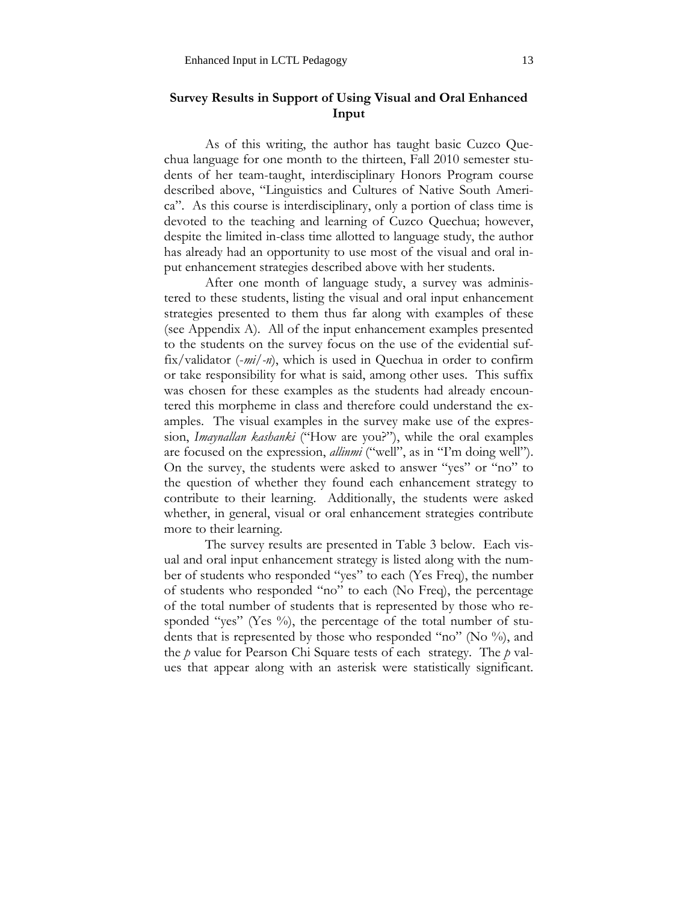## Survey Results in Support of Using Visual and Oral Enhanced Input

As of this writing, the author has taught basic Cuzco Quechua language for one month to the thirteen, Fall 2010 semester students of her team-taught, interdisciplinary Honors Program course described above, "Linguistics and Cultures of Native South America". As this course is interdisciplinary, only a portion of class time is devoted to the teaching and learning of Cuzco Quechua; however, despite the limited in-class time allotted to language study, the author has already had an opportunity to use most of the visual and oral input enhancement strategies described above with her students.

After one month of language study, a survey was administered to these students, listing the visual and oral input enhancement strategies presented to them thus far along with examples of these (see Appendix A). All of the input enhancement examples presented to the students on the survey focus on the use of the evidential suffix/validator (*-mi/-n*), which is used in Quechua in order to confirm or take responsibility for what is said, among other uses. This suffix was chosen for these examples as the students had already encountered this morpheme in class and therefore could understand the examples. The visual examples in the survey make use of the expression, *Imaynallan kashanki* ("How are you?"), while the oral examples are focused on the expression, *allinmi* ("well", as in "I'm doing well"). On the survey, the students were asked to answer "yes" or "no" to the question of whether they found each enhancement strategy to contribute to their learning. Additionally, the students were asked whether, in general, visual or oral enhancement strategies contribute more to their learning.

The survey results are presented in Table 3 below. Each visual and oral input enhancement strategy is listed along with the number of students who responded "yes" to each (Yes Freq), the number of students who responded "no" to each (No Freq), the percentage of the total number of students that is represented by those who responded "yes" (Yes %), the percentage of the total number of students that is represented by those who responded "no" (No %), and the *p* value for Pearson Chi Square tests of each strategy. The *p* values that appear along with an asterisk were statistically significant.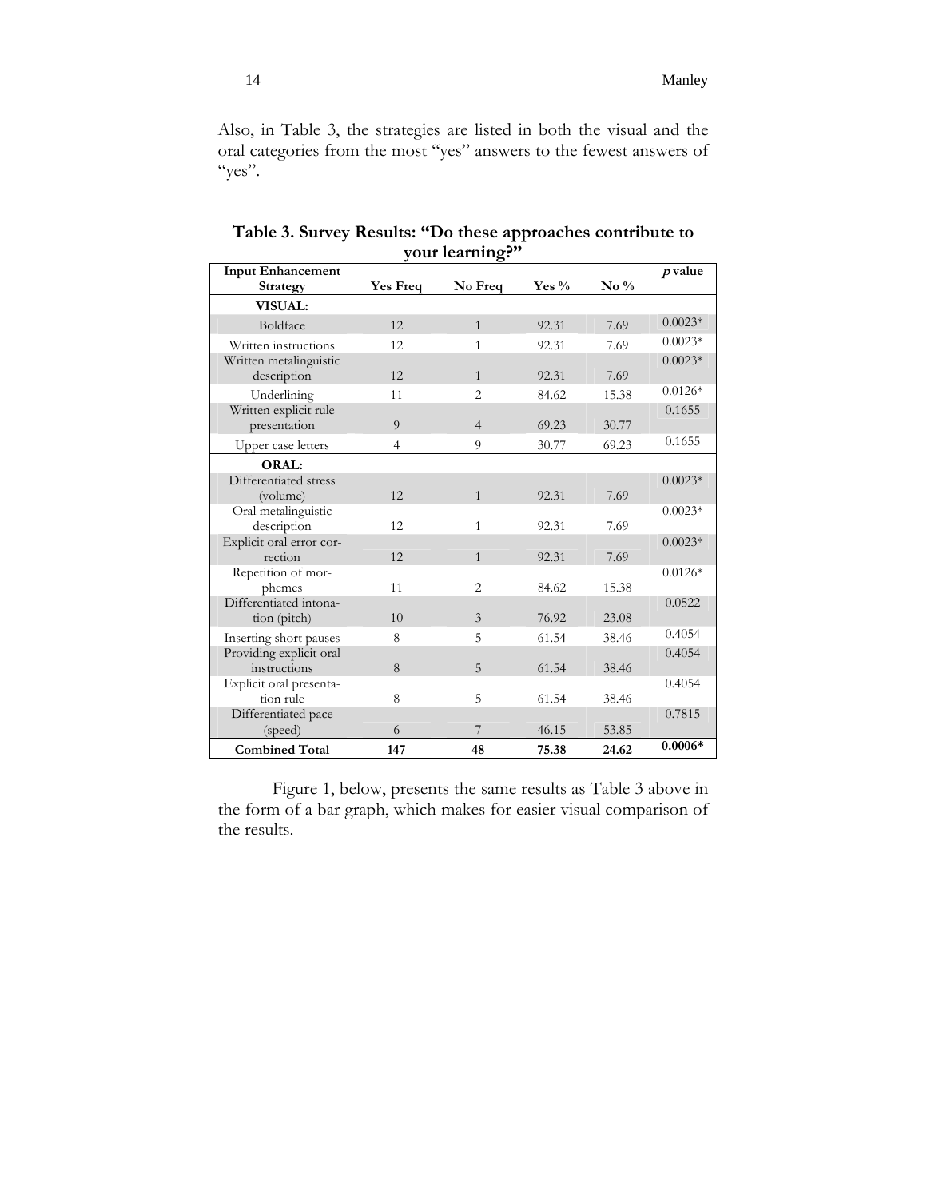Also, in Table 3, the strategies are listed in both the visual and the oral categories from the most "yes" answers to the fewest answers of "yes".

**Table 3. Survey Results: "Do these approaches contribute to your learning?"**

| Input Enhancement Strategy | Yes Freq | No Freq | Yes % | No % | *p* value |
|---|---|---|---|---|---|
| **VISUAL:** | | | | | |
| Boldface | 12 | 1 | 92.31 | 7.69 | 0.0023* |
| Written instructions | 12 | 1 | 92.31 | 7.69 | 0.0023* |
| Written metalinguistic description | 12 | 1 | 92.31 | 7.69 | 0.0023* |
| Underlining | 11 | 2 | 84.62 | 15.38 | 0.0126* |
| Written explicit rule presentation | 9 | 4 | 69.23 | 30.77 | 0.1655 |
| Upper case letters | 4 | 9 | 30.77 | 69.23 | 0.1655 |
| **ORAL:** | | | | | |
| Differentiated stress (volume) | 12 | 1 | 92.31 | 7.69 | 0.0023* |
| Oral metalinguistic description | 12 | 1 | 92.31 | 7.69 | 0.0023* |
| Explicit oral error correction | 12 | 1 | 92.31 | 7.69 | 0.0023* |
| Repetition of morphemes | 11 | 2 | 84.62 | 15.38 | 0.0126* |
| Differentiated intonation (pitch) | 10 | 3 | 76.92 | 23.08 | 0.0522 |
| Inserting short pauses | 8 | 5 | 61.54 | 38.46 | 0.4054 |
| Providing explicit oral instructions | 8 | 5 | 61.54 | 38.46 | 0.4054 |
| Explicit oral presentation rule | 8 | 5 | 61.54 | 38.46 | 0.4054 |
| Differentiated pace (speed) | 6 | 7 | 46.15 | 53.85 | 0.7815 |
| **Combined Total** | **147** | **48** | **75.38** | **24.62** | **0.0006*** |

Figure 1, below, presents the same results as Table 3 above in the form of a bar graph, which makes for easier visual comparison of the results.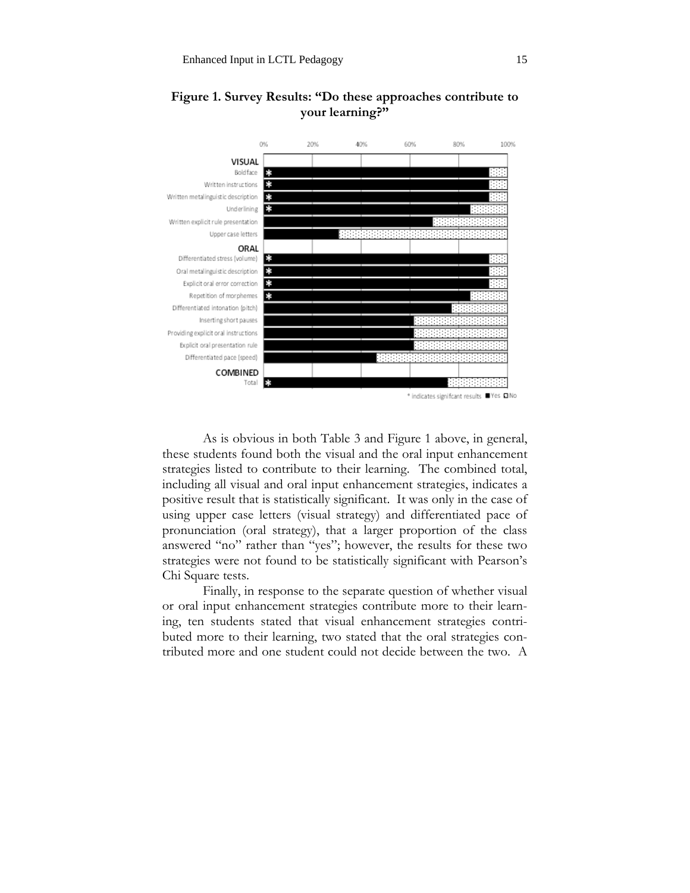**Figure 1. Survey Results: "Do these approaches contribute to your learning?"**

As is obvious in both Table 3 and Figure 1 above, in general, these students found both the visual and the oral input enhancement strategies listed to contribute to their learning. The combined total, including all visual and oral input enhancement strategies, indicates a positive result that is statistically significant. It was only in the case of using upper case letters (visual strategy) and differentiated pace of pronunciation (oral strategy), that a larger proportion of the class answered "no" rather than "yes"; however, the results for these two strategies were not found to be statistically significant with Pearson's Chi Square tests.

Finally, in response to the separate question of whether visual or oral input enhancement strategies contribute more to their learning, ten students stated that visual enhancement strategies contributed more to their learning, two stated that the oral strategies contributed more and one student could not decide between the two. A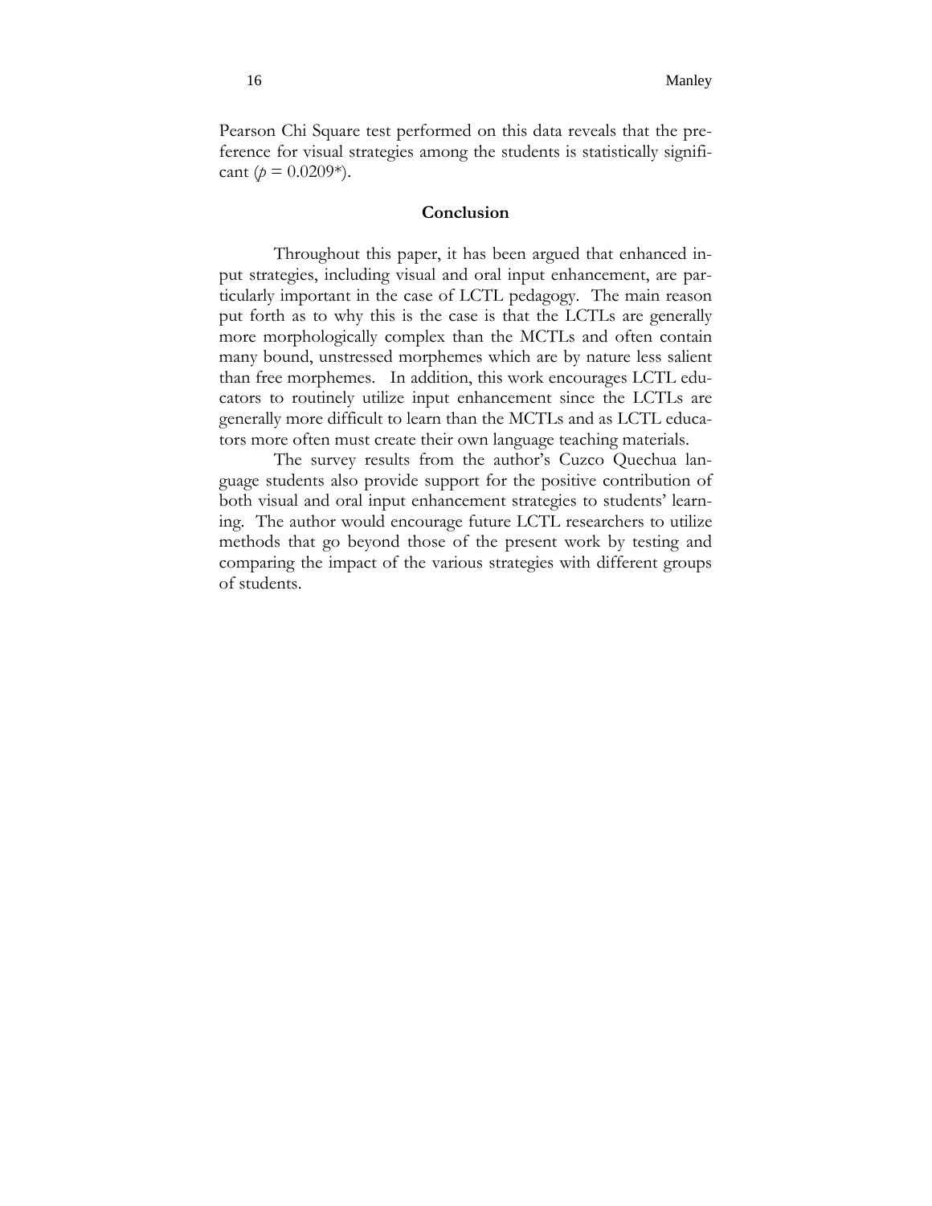Pearson Chi Square test performed on this data reveals that the preference for visual strategies among the students is statistically significant ($p = 0.0209$*).

## Conclusion

Throughout this paper, it has been argued that enhanced input strategies, including visual and oral input enhancement, are particularly important in the case of LCTL pedagogy. The main reason put forth as to why this is the case is that the LCTLs are generally more morphologically complex than the MCTLs and often contain many bound, unstressed morphemes which are by nature less salient than free morphemes. In addition, this work encourages LCTL educators to routinely utilize input enhancement since the LCTLs are generally more difficult to learn than the MCTLs and as LCTL educators more often must create their own language teaching materials.

The survey results from the author's Cuzco Quechua language students also provide support for the positive contribution of both visual and oral input enhancement strategies to students' learning. The author would encourage future LCTL researchers to utilize methods that go beyond those of the present work by testing and comparing the impact of the various strategies with different groups of students.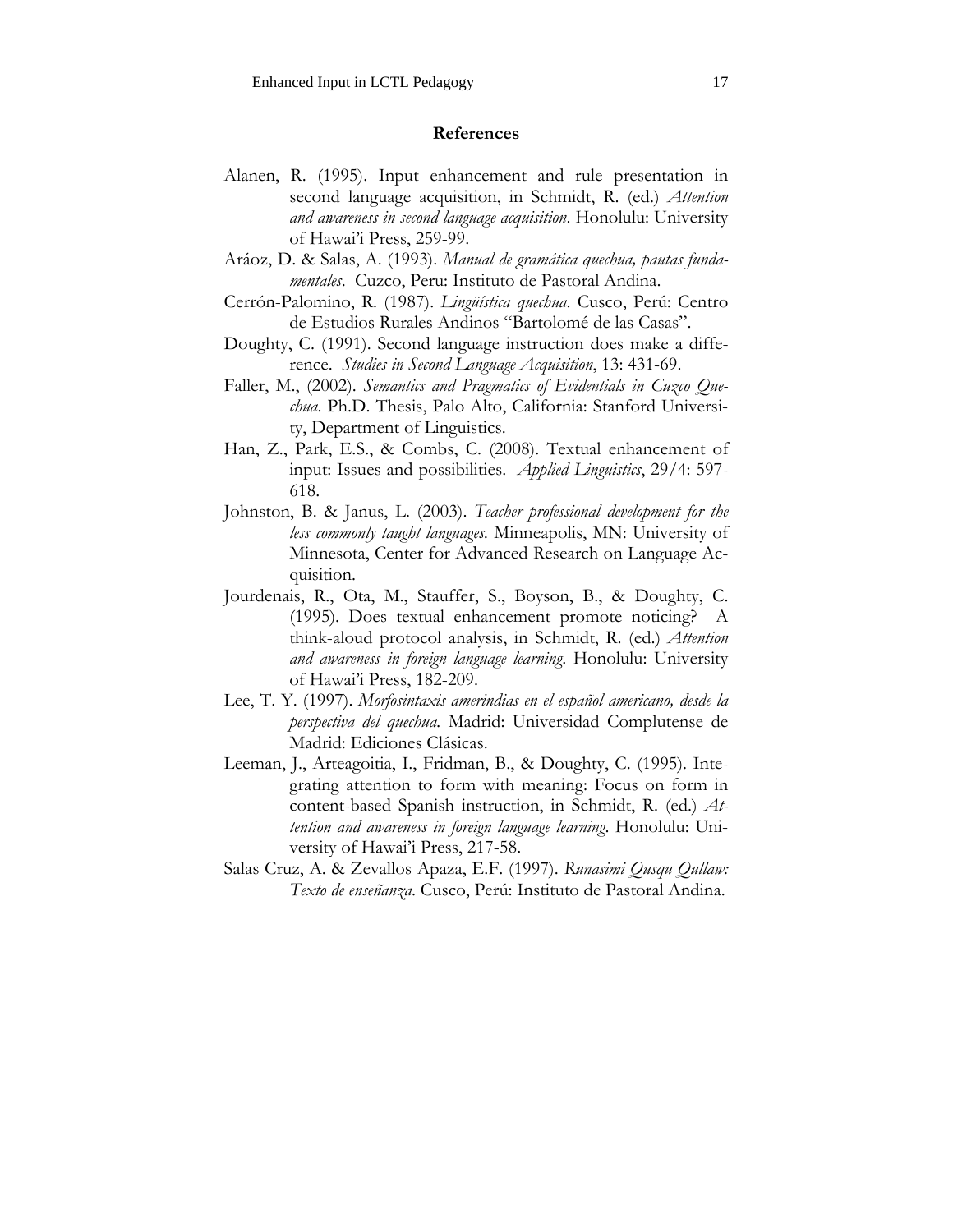## References

Alanen, R. (1995). Input enhancement and rule presentation in second language acquisition, in Schmidt, R. (ed.) *Attention and awareness in second language acquisition*. Honolulu: University of Hawai'i Press, 259-99.

Aráoz, D. & Salas, A. (1993). *Manual de gramática quechua, pautas fundamentales*. Cuzco, Peru: Instituto de Pastoral Andina.

Cerrón-Palomino, R. (1987). *Lingüística quechua*. Cusco, Perú: Centro de Estudios Rurales Andinos "Bartolomé de las Casas".

Doughty, C. (1991). Second language instruction does make a difference. *Studies in Second Language Acquisition*, 13: 431-69.

Faller, M., (2002). *Semantics and Pragmatics of Evidentials in Cuzco Quechua*. Ph.D. Thesis, Palo Alto, California: Stanford University, Department of Linguistics.

Han, Z., Park, E.S., & Combs, C. (2008). Textual enhancement of input: Issues and possibilities. *Applied Linguistics*, 29/4: 597-618.

Johnston, B. & Janus, L. (2003). *Teacher professional development for the less commonly taught languages*. Minneapolis, MN: University of Minnesota, Center for Advanced Research on Language Acquisition.

Jourdenais, R., Ota, M., Stauffer, S., Boyson, B., & Doughty, C. (1995). Does textual enhancement promote noticing? A think-aloud protocol analysis, in Schmidt, R. (ed.) *Attention and awareness in foreign language learning*. Honolulu: University of Hawai'i Press, 182-209.

Lee, T. Y. (1997). *Morfosintaxis amerindias en el español americano, desde la perspectiva del quechua*. Madrid: Universidad Complutense de Madrid: Ediciones Clásicas.

Leeman, J., Arteagoitia, I., Fridman, B., & Doughty, C. (1995). Integrating attention to form with meaning: Focus on form in content-based Spanish instruction, in Schmidt, R. (ed.) *Attention and awareness in foreign language learning*. Honolulu: University of Hawai'i Press, 217-58.

Salas Cruz, A. & Zevallos Apaza, E.F. (1997). *Runasimi Qusqu Qullaw: Texto de enseñanza*. Cusco, Perú: Instituto de Pastoral Andina.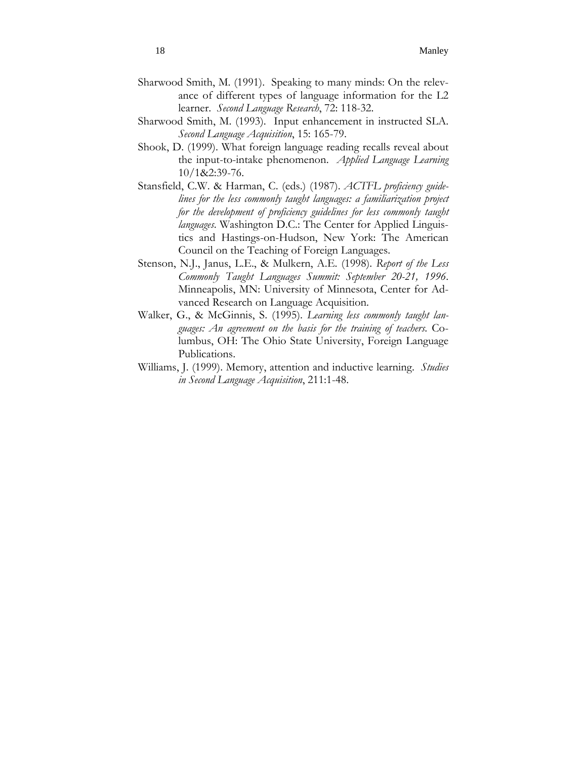Sharwood Smith, M. (1991). Speaking to many minds: On the relevance of different types of language information for the L2 learner. *Second Language Research*, 72: 118-32.

Sharwood Smith, M. (1993). Input enhancement in instructed SLA. *Second Language Acquisition*, 15: 165-79.

Shook, D. (1999). What foreign language reading recalls reveal about the input-to-intake phenomenon. *Applied Language Learning* 10/1&2:39-76.

Stansfield, C.W. & Harman, C. (eds.) (1987). *ACTFL proficiency guidelines for the less commonly taught languages: a familiarization project for the development of proficiency guidelines for less commonly taught languages*. Washington D.C.: The Center for Applied Linguistics and Hastings-on-Hudson, New York: The American Council on the Teaching of Foreign Languages.

Stenson, N.J., Janus, L.E., & Mulkern, A.E. (1998). *Report of the Less Commonly Taught Languages Summit: September 20-21, 1996*. Minneapolis, MN: University of Minnesota, Center for Advanced Research on Language Acquisition.

Walker, G., & McGinnis, S. (1995). *Learning less commonly taught languages: An agreement on the basis for the training of teachers.* Columbus, OH: The Ohio State University, Foreign Language Publications.

Williams, J. (1999). Memory, attention and inductive learning. *Studies in Second Language Acquisition*, 211:1-48.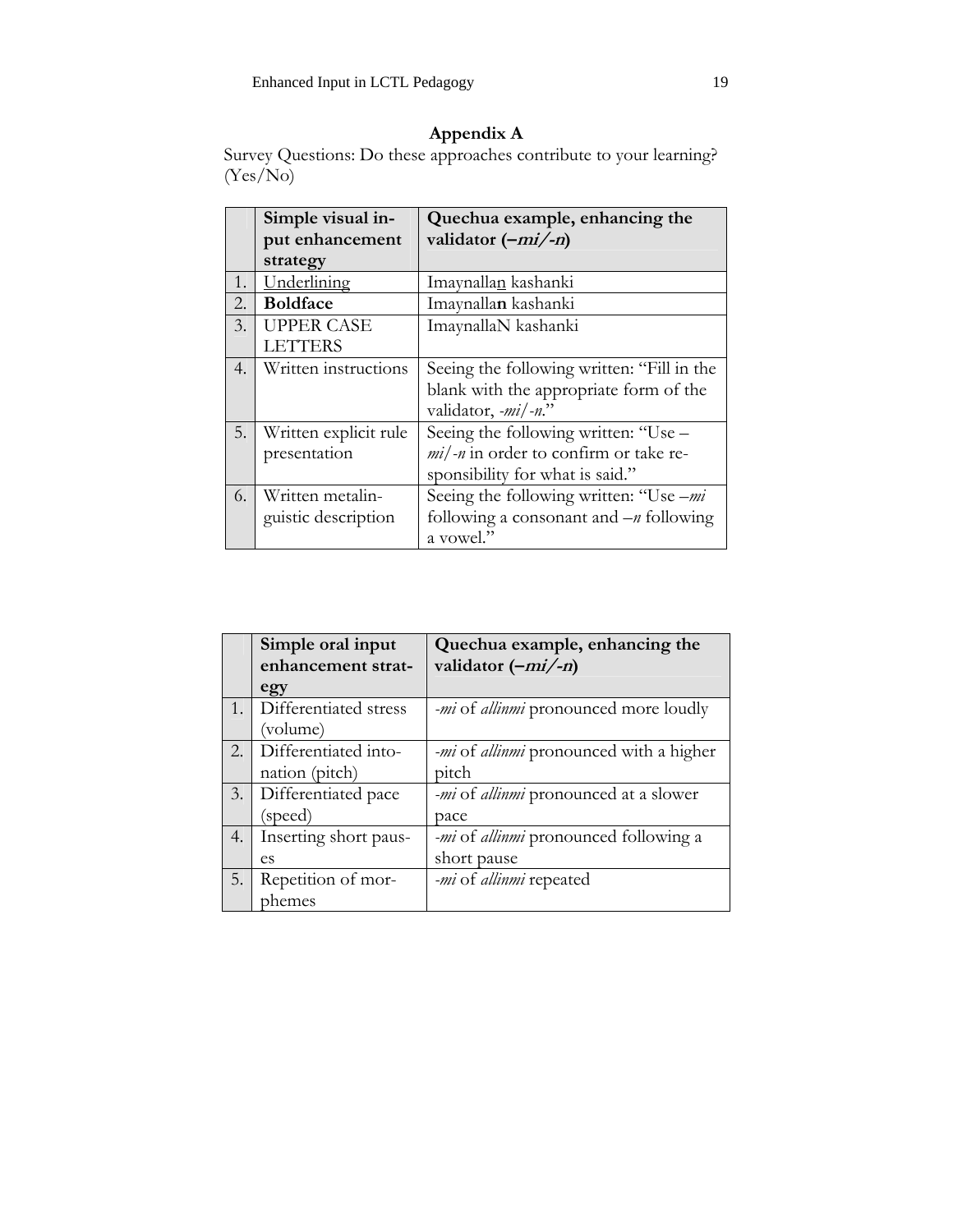## Appendix A

Survey Questions: Do these approaches contribute to your learning? (Yes/No)

| | Simple visual input enhancement strategy | Quechua example, enhancing the validator (*–mi/-n*) |
|---|---|---|
| 1. | <u>Underlining</u> | Imaynalla<u>n</u> kashanki |
| 2. | **Boldface** | Imaynalla**n** kashanki |
| 3. | UPPER CASE LETTERS | ImaynallaN kashanki |
| 4. | Written instructions | Seeing the following written: "Fill in the blank with the appropriate form of the validator, *-mi/-n*." |
| 5. | Written explicit rule presentation | Seeing the following written: "Use –*mi/-n* in order to confirm or take responsibility for what is said." |
| 6. | Written metalinguistic description | Seeing the following written: "Use –*mi* following a consonant and –*n* following a vowel." |

| | Simple oral input enhancement strategy | Quechua example, enhancing the validator (*–mi/-n*) |
|---|---|---|
| 1. | Differentiated stress (volume) | *-mi* of *allinmi* pronounced more loudly |
| 2. | Differentiated intonation (pitch) | *-mi* of *allinmi* pronounced with a higher pitch |
| 3. | Differentiated pace (speed) | *-mi* of *allinmi* pronounced at a slower pace |
| 4. | Inserting short pauses | *-mi* of *allinmi* pronounced following a short pause |
| 5. | Repetition of morphemes | *-mi* of *allinmi* repeated |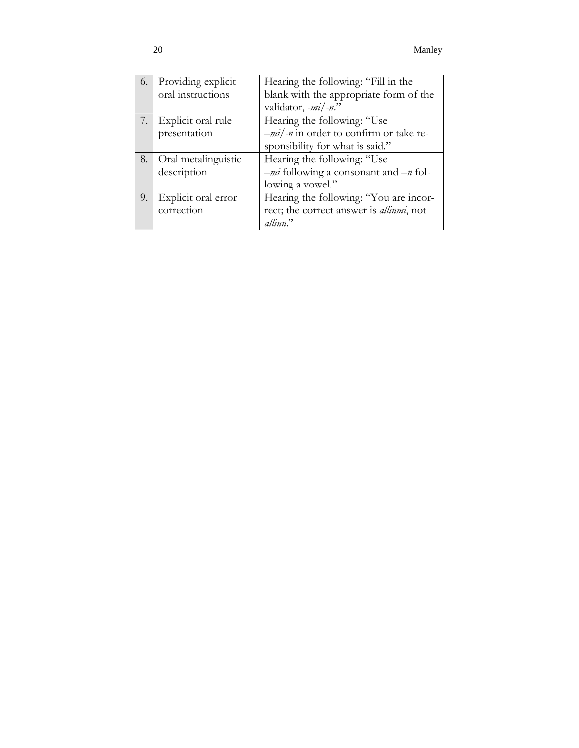| | | |
|---|---|---|
| 6. | Providing explicit oral instructions | Hearing the following: "Fill in the blank with the appropriate form of the validator, *-mi*/*-n*." |
| 7. | Explicit oral rule presentation | Hearing the following: "Use –*mi*/*-n* in order to confirm or take responsibility for what is said." |
| 8. | Oral metalinguistic description | Hearing the following: "Use –*mi* following a consonant and –*n* following a vowel." |
| 9. | Explicit oral error correction | Hearing the following: "You are incorrect; the correct answer is *allinmi*, not *allinn*." |